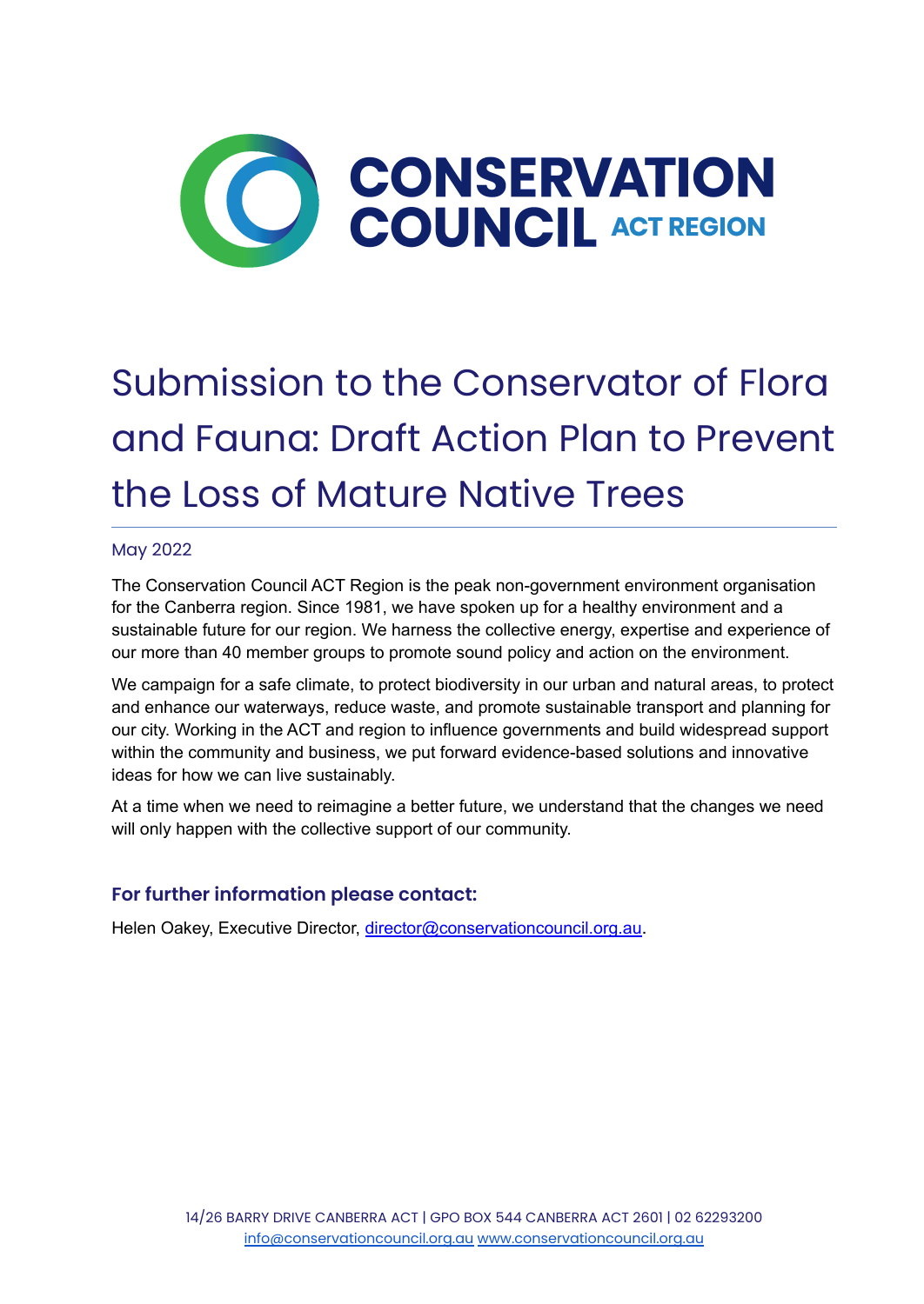# Submission to the Conservator of Flora and Fauna: Draft Action Plan to Prevent the Loss of Mature Native Trees

May 2022

The Conservation Council ACT Region is the peak non-government environment organisation for the Canberra region. Since 1981, we have spoken up for a healthy environment and a sustainable future for our region. We harness the collective energy, expertise and experience of our more than 40 member groups to promote sound policy and action on the environment.

We campaign for a safe climate, to protect biodiversity in our urban and natural areas, to protect and enhance our waterways, reduce waste, and promote sustainable transport and planning for our city. Working in the ACT and region to influence governments and build widespread support within the community and business, we put forward evidence-based solutions and innovative ideas for how we can live sustainably.

At a time when we need to reimagine a better future, we understand that the changes we need will only happen with the collective support of our community.

### For further information please contact:

Helen Oakey, Executive Director, director@conservationcouncil.org.au.

14/26 BARRY DRIVE CANBERRA ACT | GPO BOX 544 CANBERRA ACT 2601 | 02 62293200
info@conservationcouncil.org.au www.conservationcouncil.org.au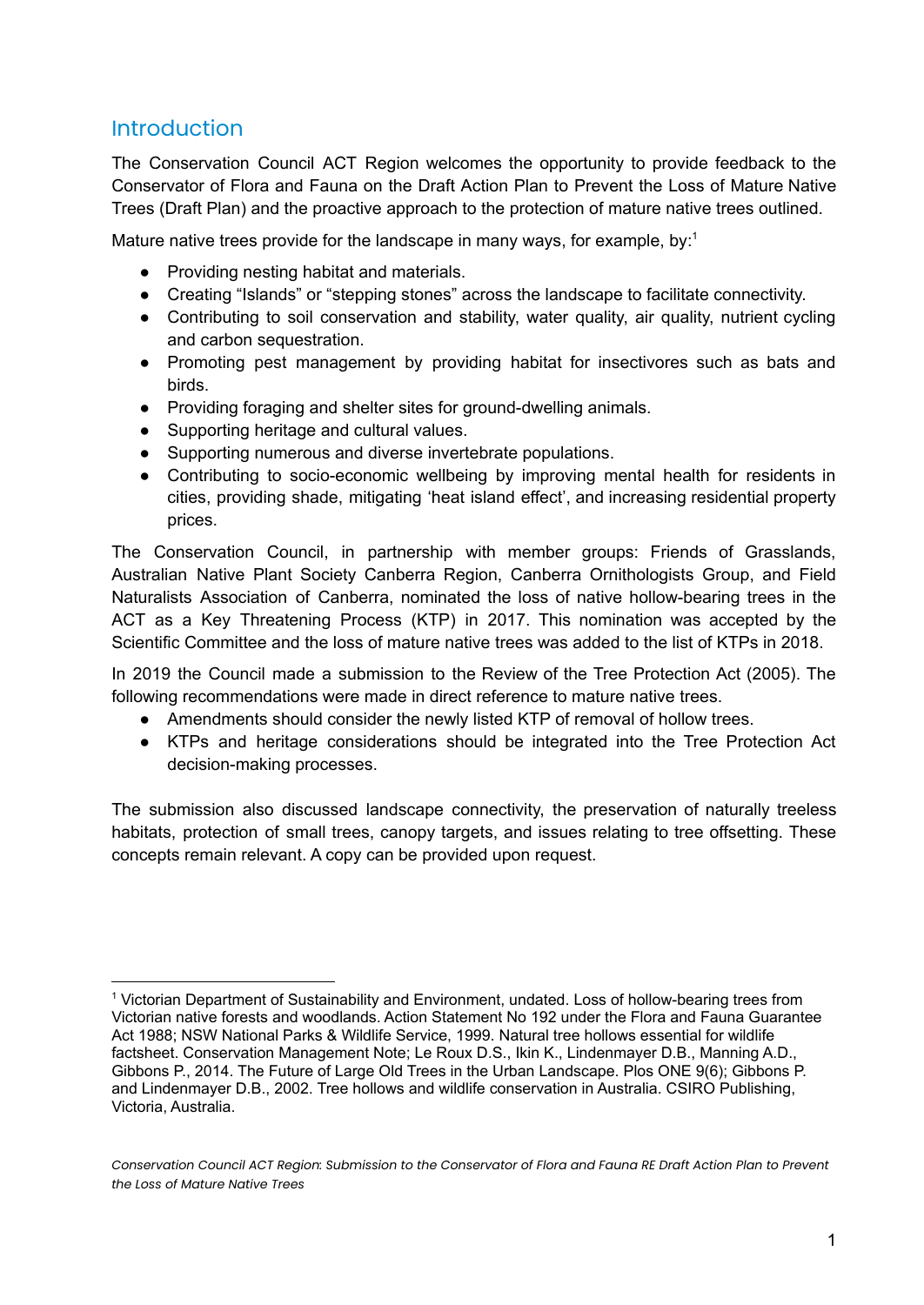## Introduction

The Conservation Council ACT Region welcomes the opportunity to provide feedback to the Conservator of Flora and Fauna on the Draft Action Plan to Prevent the Loss of Mature Native Trees (Draft Plan) and the proactive approach to the protection of mature native trees outlined.

Mature native trees provide for the landscape in many ways, for example, by:[1]

- Providing nesting habitat and materials.
- Creating "Islands" or "stepping stones" across the landscape to facilitate connectivity.
- Contributing to soil conservation and stability, water quality, air quality, nutrient cycling and carbon sequestration.
- Promoting pest management by providing habitat for insectivores such as bats and birds.
- Providing foraging and shelter sites for ground-dwelling animals.
- Supporting heritage and cultural values.
- Supporting numerous and diverse invertebrate populations.
- Contributing to socio-economic wellbeing by improving mental health for residents in cities, providing shade, mitigating 'heat island effect', and increasing residential property prices.

The Conservation Council, in partnership with member groups: Friends of Grasslands, Australian Native Plant Society Canberra Region, Canberra Ornithologists Group, and Field Naturalists Association of Canberra, nominated the loss of native hollow-bearing trees in the ACT as a Key Threatening Process (KTP) in 2017. This nomination was accepted by the Scientific Committee and the loss of mature native trees was added to the list of KTPs in 2018.

In 2019 the Council made a submission to the Review of the Tree Protection Act (2005). The following recommendations were made in direct reference to mature native trees.

- Amendments should consider the newly listed KTP of removal of hollow trees.
- KTPs and heritage considerations should be integrated into the Tree Protection Act decision-making processes.

The submission also discussed landscape connectivity, the preservation of naturally treeless habitats, protection of small trees, canopy targets, and issues relating to tree offsetting. These concepts remain relevant. A copy can be provided upon request.

[1] Victorian Department of Sustainability and Environment, undated. Loss of hollow-bearing trees from Victorian native forests and woodlands. Action Statement No 192 under the Flora and Fauna Guarantee Act 1988; NSW National Parks & Wildlife Service, 1999. Natural tree hollows essential for wildlife factsheet. Conservation Management Note; Le Roux D.S., Ikin K., Lindenmayer D.B., Manning A.D., Gibbons P., 2014. The Future of Large Old Trees in the Urban Landscape. Plos ONE 9(6); Gibbons P. and Lindenmayer D.B., 2002. Tree hollows and wildlife conservation in Australia. CSIRO Publishing, Victoria, Australia.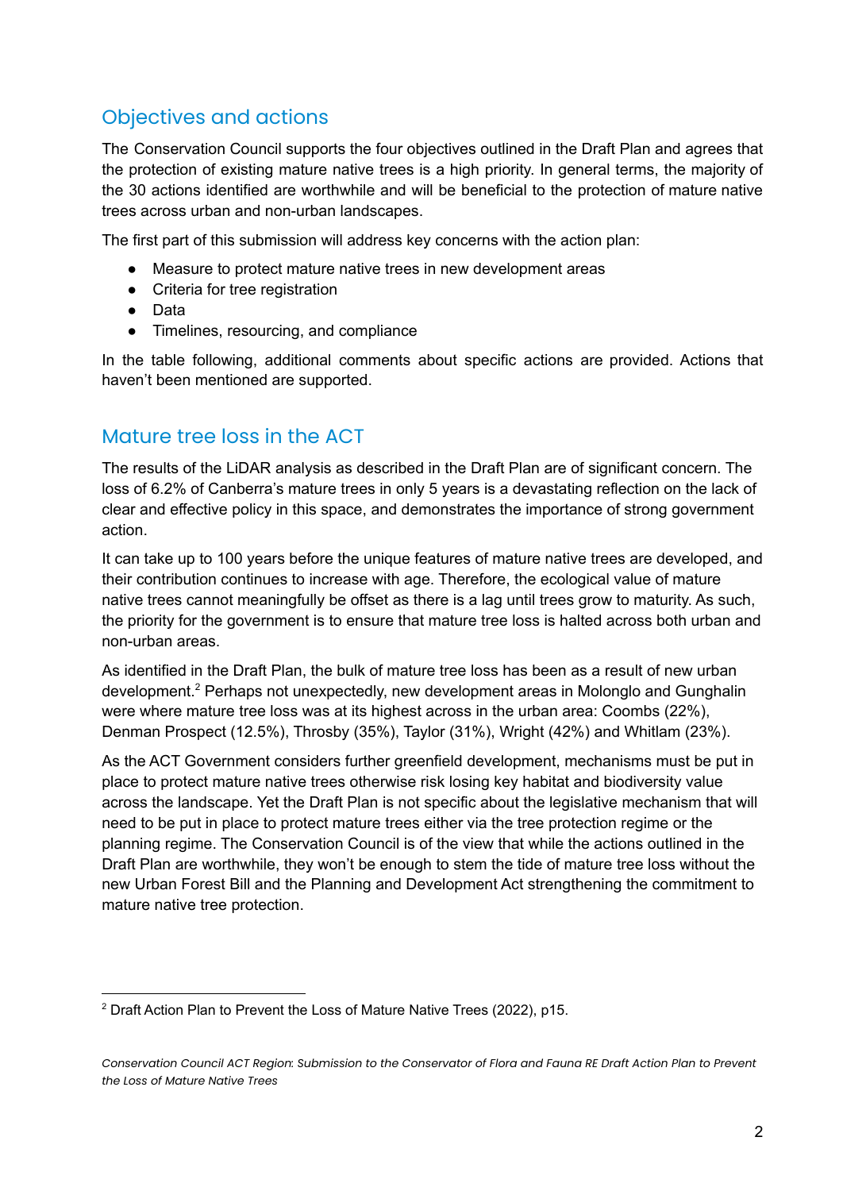## Objectives and actions

The Conservation Council supports the four objectives outlined in the Draft Plan and agrees that the protection of existing mature native trees is a high priority. In general terms, the majority of the 30 actions identified are worthwhile and will be beneficial to the protection of mature native trees across urban and non-urban landscapes.

The first part of this submission will address key concerns with the action plan:

- Measure to protect mature native trees in new development areas
- Criteria for tree registration
- Data
- Timelines, resourcing, and compliance

In the table following, additional comments about specific actions are provided. Actions that haven't been mentioned are supported.

## Mature tree loss in the ACT

The results of the LiDAR analysis as described in the Draft Plan are of significant concern. The loss of 6.2% of Canberra's mature trees in only 5 years is a devastating reflection on the lack of clear and effective policy in this space, and demonstrates the importance of strong government action.

It can take up to 100 years before the unique features of mature native trees are developed, and their contribution continues to increase with age. Therefore, the ecological value of mature native trees cannot meaningfully be offset as there is a lag until trees grow to maturity. As such, the priority for the government is to ensure that mature tree loss is halted across both urban and non-urban areas.

As identified in the Draft Plan, the bulk of mature tree loss has been as a result of new urban development.[2] Perhaps not unexpectedly, new development areas in Molonglo and Gunghalin were where mature tree loss was at its highest across in the urban area: Coombs (22%), Denman Prospect (12.5%), Throsby (35%), Taylor (31%), Wright (42%) and Whitlam (23%).

As the ACT Government considers further greenfield development, mechanisms must be put in place to protect mature native trees otherwise risk losing key habitat and biodiversity value across the landscape. Yet the Draft Plan is not specific about the legislative mechanism that will need to be put in place to protect mature trees either via the tree protection regime or the planning regime. The Conservation Council is of the view that while the actions outlined in the Draft Plan are worthwhile, they won't be enough to stem the tide of mature tree loss without the new Urban Forest Bill and the Planning and Development Act strengthening the commitment to mature native tree protection.

[2] Draft Action Plan to Prevent the Loss of Mature Native Trees (2022), p15.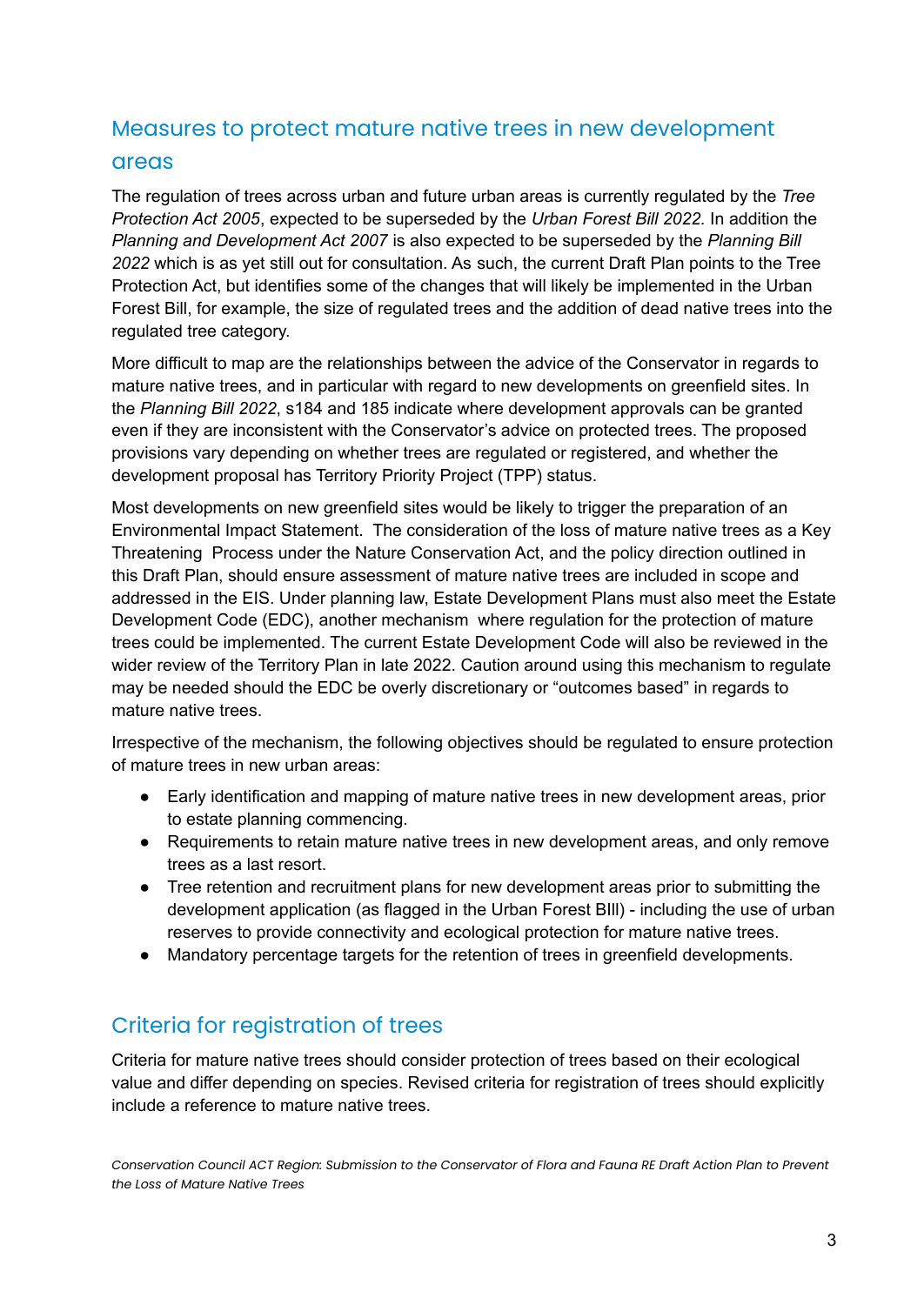## Measures to protect mature native trees in new development areas

The regulation of trees across urban and future urban areas is currently regulated by the *Tree Protection Act 2005*, expected to be superseded by the *Urban Forest Bill 2022.* In addition the *Planning and Development Act 2007* is also expected to be superseded by the *Planning Bill 2022* which is as yet still out for consultation. As such, the current Draft Plan points to the Tree Protection Act, but identifies some of the changes that will likely be implemented in the Urban Forest Bill, for example, the size of regulated trees and the addition of dead native trees into the regulated tree category.

More difficult to map are the relationships between the advice of the Conservator in regards to mature native trees, and in particular with regard to new developments on greenfield sites. In the *Planning Bill 2022*, s184 and 185 indicate where development approvals can be granted even if they are inconsistent with the Conservator's advice on protected trees. The proposed provisions vary depending on whether trees are regulated or registered, and whether the development proposal has Territory Priority Project (TPP) status.

Most developments on new greenfield sites would be likely to trigger the preparation of an Environmental Impact Statement. The consideration of the loss of mature native trees as a Key Threatening Process under the Nature Conservation Act, and the policy direction outlined in this Draft Plan, should ensure assessment of mature native trees are included in scope and addressed in the EIS. Under planning law, Estate Development Plans must also meet the Estate Development Code (EDC), another mechanism where regulation for the protection of mature trees could be implemented. The current Estate Development Code will also be reviewed in the wider review of the Territory Plan in late 2022. Caution around using this mechanism to regulate may be needed should the EDC be overly discretionary or "outcomes based" in regards to mature native trees.

Irrespective of the mechanism, the following objectives should be regulated to ensure protection of mature trees in new urban areas:

- Early identification and mapping of mature native trees in new development areas, prior to estate planning commencing.
- Requirements to retain mature native trees in new development areas, and only remove trees as a last resort.
- Tree retention and recruitment plans for new development areas prior to submitting the development application (as flagged in the Urban Forest BIll) - including the use of urban reserves to provide connectivity and ecological protection for mature native trees.
- Mandatory percentage targets for the retention of trees in greenfield developments.

## Criteria for registration of trees

Criteria for mature native trees should consider protection of trees based on their ecological value and differ depending on species. Revised criteria for registration of trees should explicitly include a reference to mature native trees.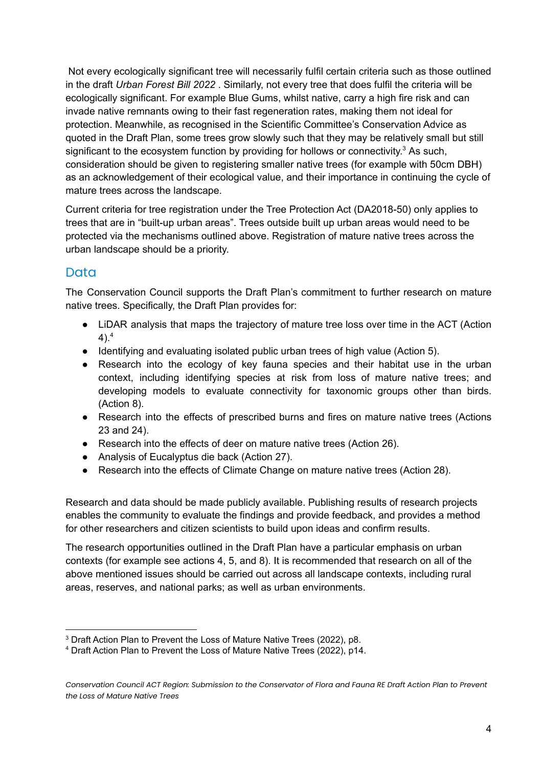Not every ecologically significant tree will necessarily fulfil certain criteria such as those outlined in the draft *Urban Forest Bill 2022* . Similarly, not every tree that does fulfil the criteria will be ecologically significant. For example Blue Gums, whilst native, carry a high fire risk and can invade native remnants owing to their fast regeneration rates, making them not ideal for protection. Meanwhile, as recognised in the Scientific Committee's Conservation Advice as quoted in the Draft Plan, some trees grow slowly such that they may be relatively small but still significant to the ecosystem function by providing for hollows or connectivity.[3] As such, consideration should be given to registering smaller native trees (for example with 50cm DBH) as an acknowledgement of their ecological value, and their importance in continuing the cycle of mature trees across the landscape.

Current criteria for tree registration under the Tree Protection Act (DA2018-50) only applies to trees that are in "built-up urban areas". Trees outside built up urban areas would need to be protected via the mechanisms outlined above. Registration of mature native trees across the urban landscape should be a priority.

## Data

The Conservation Council supports the Draft Plan's commitment to further research on mature native trees. Specifically, the Draft Plan provides for:

- LiDAR analysis that maps the trajectory of mature tree loss over time in the ACT (Action 4).[4]
- Identifying and evaluating isolated public urban trees of high value (Action 5).
- Research into the ecology of key fauna species and their habitat use in the urban context, including identifying species at risk from loss of mature native trees; and developing models to evaluate connectivity for taxonomic groups other than birds. (Action 8).
- Research into the effects of prescribed burns and fires on mature native trees (Actions 23 and 24).
- Research into the effects of deer on mature native trees (Action 26).
- Analysis of Eucalyptus die back (Action 27).
- Research into the effects of Climate Change on mature native trees (Action 28).

Research and data should be made publicly available. Publishing results of research projects enables the community to evaluate the findings and provide feedback, and provides a method for other researchers and citizen scientists to build upon ideas and confirm results.

The research opportunities outlined in the Draft Plan have a particular emphasis on urban contexts (for example see actions 4, 5, and 8). It is recommended that research on all of the above mentioned issues should be carried out across all landscape contexts, including rural areas, reserves, and national parks; as well as urban environments.

---

[3] Draft Action Plan to Prevent the Loss of Mature Native Trees (2022), p8.

[4] Draft Action Plan to Prevent the Loss of Mature Native Trees (2022), p14.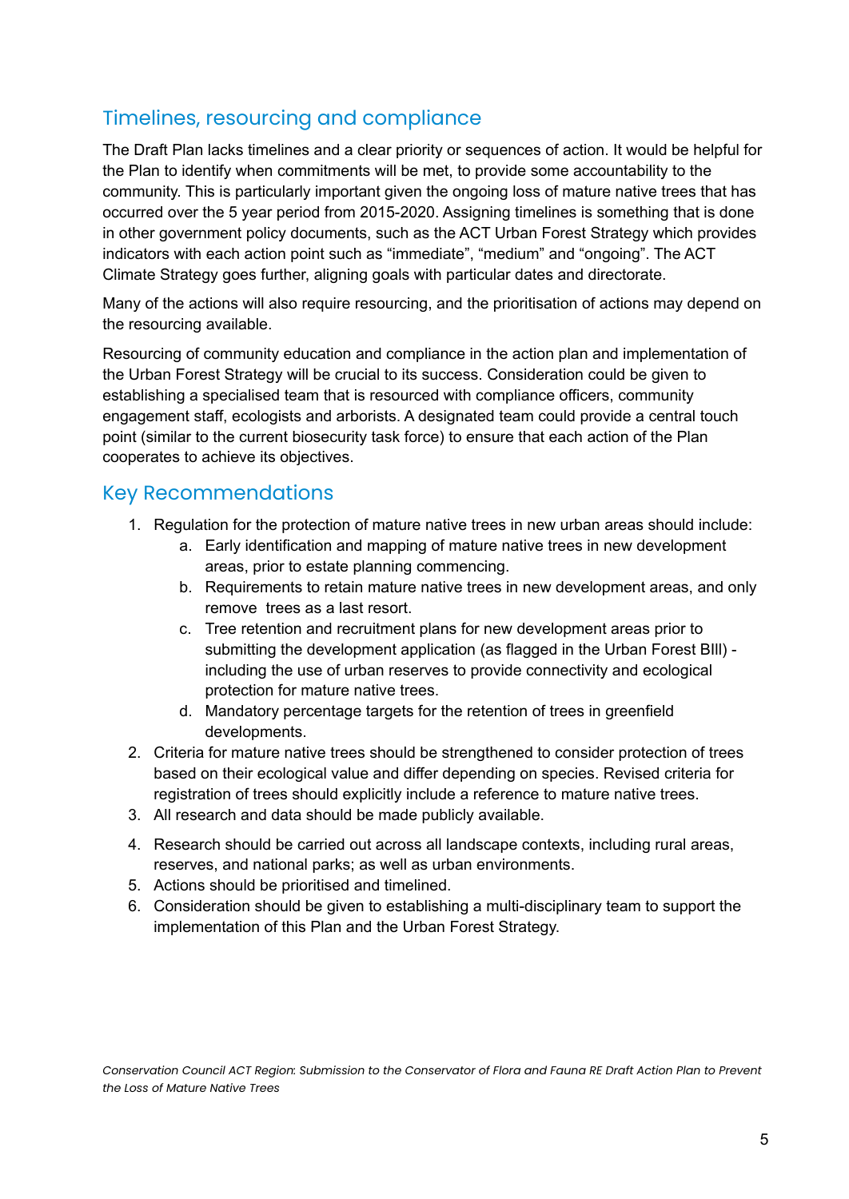## Timelines, resourcing and compliance

The Draft Plan lacks timelines and a clear priority or sequences of action. It would be helpful for the Plan to identify when commitments will be met, to provide some accountability to the community. This is particularly important given the ongoing loss of mature native trees that has occurred over the 5 year period from 2015-2020. Assigning timelines is something that is done in other government policy documents, such as the ACT Urban Forest Strategy which provides indicators with each action point such as "immediate", "medium" and "ongoing". The ACT Climate Strategy goes further, aligning goals with particular dates and directorate.

Many of the actions will also require resourcing, and the prioritisation of actions may depend on the resourcing available.

Resourcing of community education and compliance in the action plan and implementation of the Urban Forest Strategy will be crucial to its success. Consideration could be given to establishing a specialised team that is resourced with compliance officers, community engagement staff, ecologists and arborists. A designated team could provide a central touch point (similar to the current biosecurity task force) to ensure that each action of the Plan cooperates to achieve its objectives.

## Key Recommendations

1. Regulation for the protection of mature native trees in new urban areas should include:
    a. Early identification and mapping of mature native trees in new development areas, prior to estate planning commencing.
    b. Requirements to retain mature native trees in new development areas, and only remove trees as a last resort.
    c. Tree retention and recruitment plans for new development areas prior to submitting the development application (as flagged in the Urban Forest BIII) - including the use of urban reserves to provide connectivity and ecological protection for mature native trees.
    d. Mandatory percentage targets for the retention of trees in greenfield developments.
2. Criteria for mature native trees should be strengthened to consider protection of trees based on their ecological value and differ depending on species. Revised criteria for registration of trees should explicitly include a reference to mature native trees.
3. All research and data should be made publicly available.
4. Research should be carried out across all landscape contexts, including rural areas, reserves, and national parks; as well as urban environments.
5. Actions should be prioritised and timelined.
6. Consideration should be given to establishing a multi-disciplinary team to support the implementation of this Plan and the Urban Forest Strategy.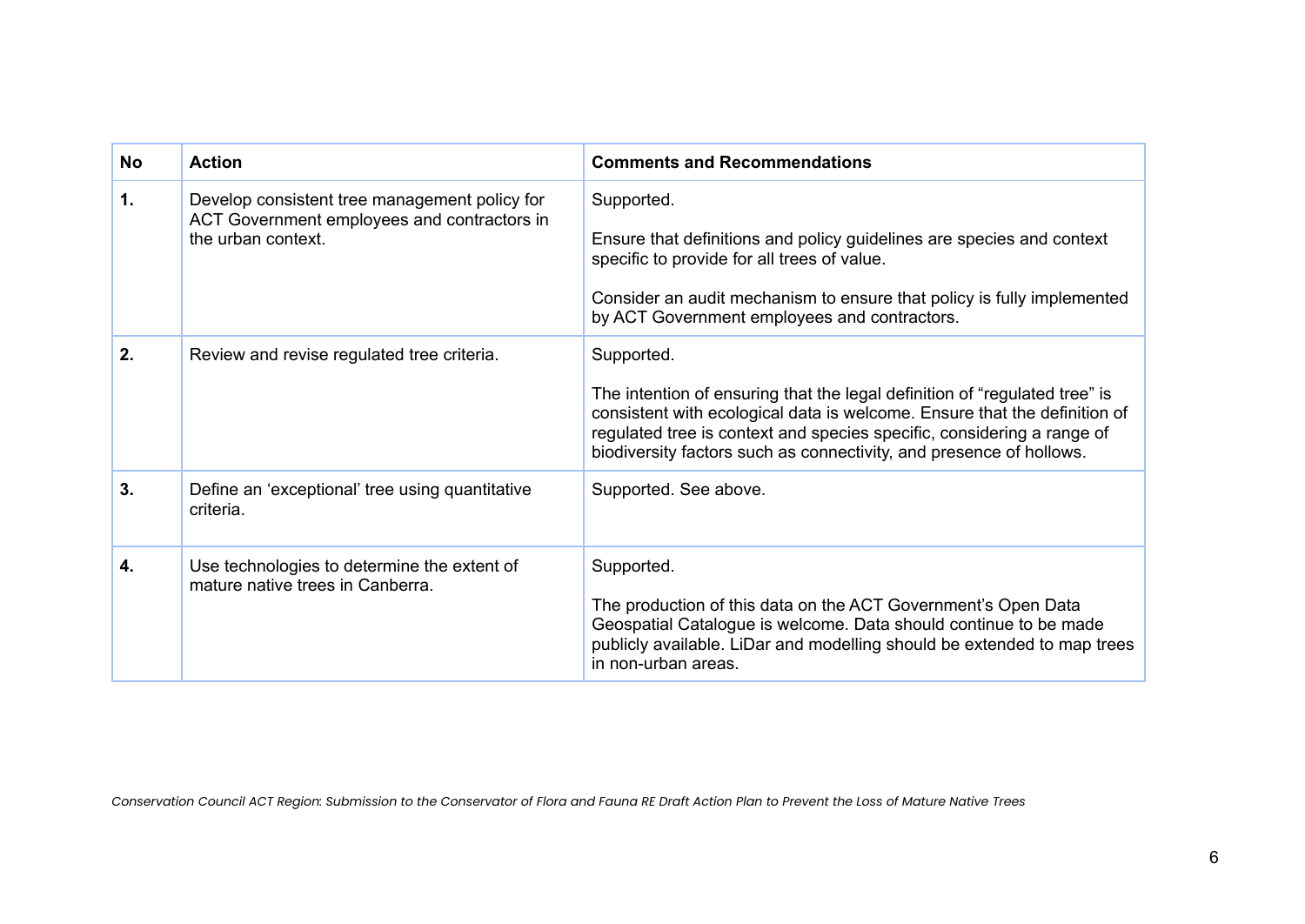| No | Action | Comments and Recommendations |
|---|---|---|
| **1.** | Develop consistent tree management policy for ACT Government employees and contractors in the urban context. | Supported.<br><br>Ensure that definitions and policy guidelines are species and context specific to provide for all trees of value.<br><br>Consider an audit mechanism to ensure that policy is fully implemented by ACT Government employees and contractors. |
| **2.** | Review and revise regulated tree criteria. | Supported.<br><br>The intention of ensuring that the legal definition of "regulated tree" is consistent with ecological data is welcome. Ensure that the definition of regulated tree is context and species specific, considering a range of biodiversity factors such as connectivity, and presence of hollows. |
| **3.** | Define an 'exceptional' tree using quantitative criteria. | Supported. See above. |
| **4.** | Use technologies to determine the extent of mature native trees in Canberra. | Supported.<br><br>The production of this data on the ACT Government's Open Data Geospatial Catalogue is welcome. Data should continue to be made publicly available. LiDar and modelling should be extended to map trees in non-urban areas. |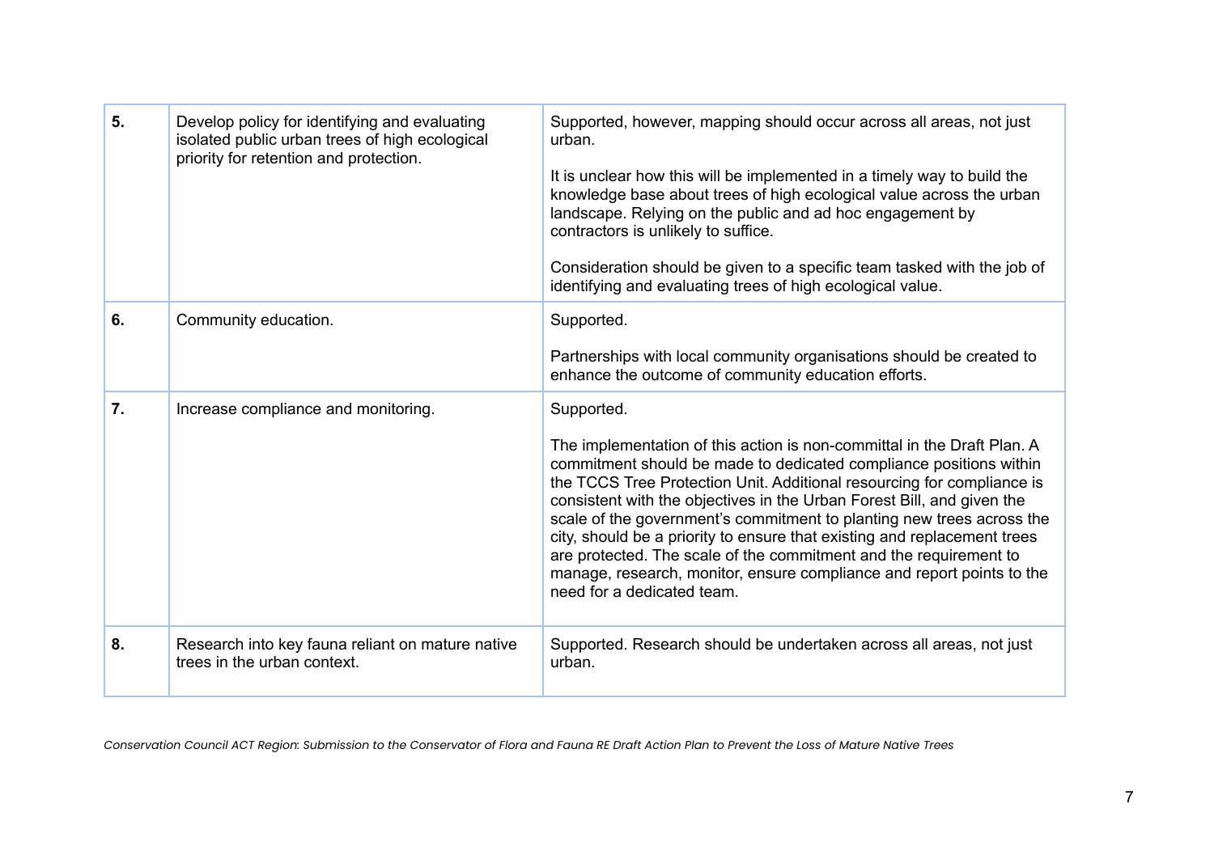| | | |
|---|---|---|
| **5.** | Develop policy for identifying and evaluating isolated public urban trees of high ecological priority for retention and protection. | Supported, however, mapping should occur across all areas, not just urban.<br><br>It is unclear how this will be implemented in a timely way to build the knowledge base about trees of high ecological value across the urban landscape. Relying on the public and ad hoc engagement by contractors is unlikely to suffice.<br><br>Consideration should be given to a specific team tasked with the job of identifying and evaluating trees of high ecological value. |
| **6.** | Community education. | Supported.<br><br>Partnerships with local community organisations should be created to enhance the outcome of community education efforts. |
| **7.** | Increase compliance and monitoring. | Supported.<br><br>The implementation of this action is non-committal in the Draft Plan. A commitment should be made to dedicated compliance positions within the TCCS Tree Protection Unit. Additional resourcing for compliance is consistent with the objectives in the Urban Forest Bill, and given the scale of the government's commitment to planting new trees across the city, should be a priority to ensure that existing and replacement trees are protected. The scale of the commitment and the requirement to manage, research, monitor, ensure compliance and report points to the need for a dedicated team. |
| **8.** | Research into key fauna reliant on mature native trees in the urban context. | Supported. Research should be undertaken across all areas, not just urban. |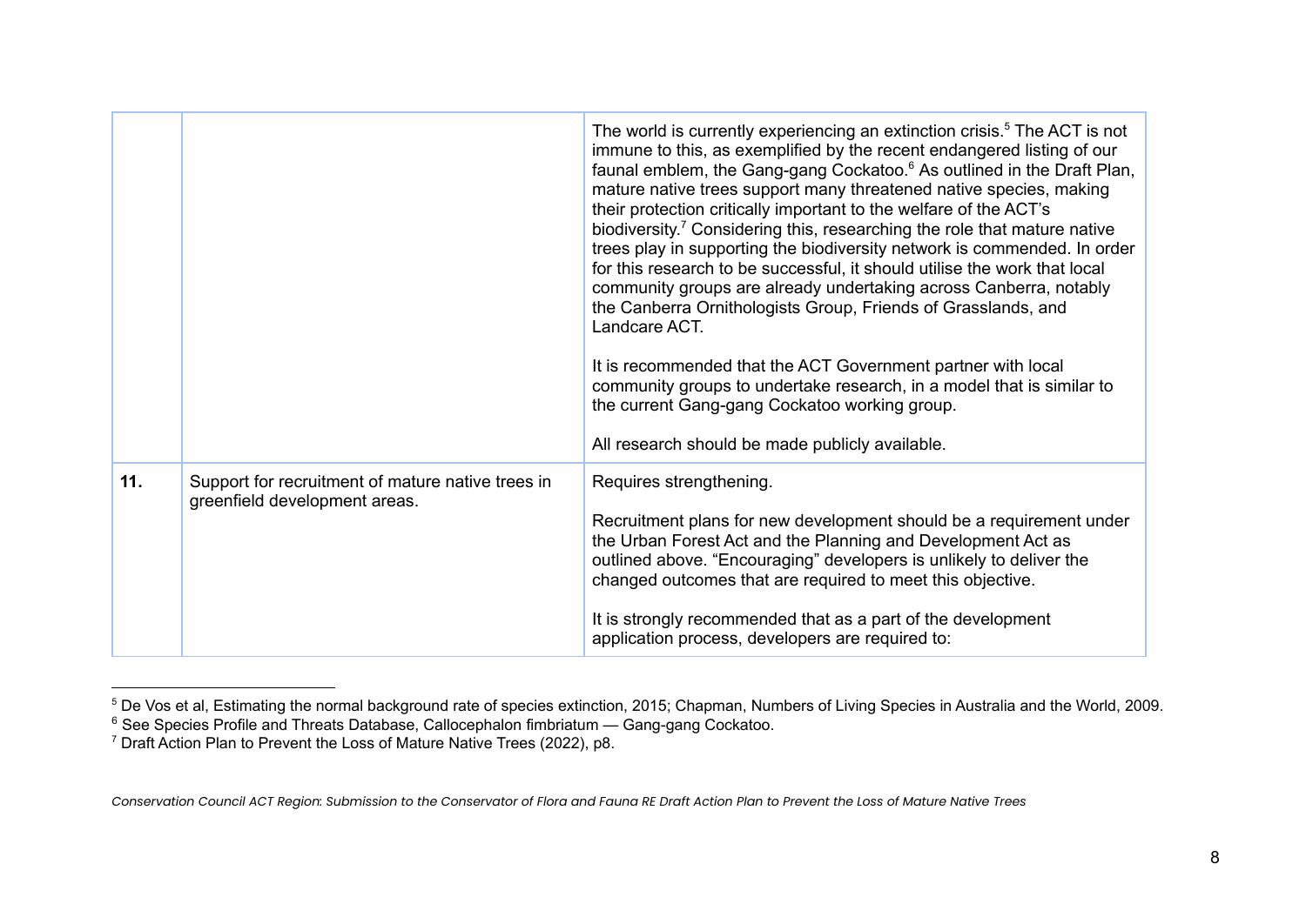| | | |
|---|---|---|
| | | The world is currently experiencing an extinction crisis.[5] The ACT is not immune to this, as exemplified by the recent endangered listing of our faunal emblem, the Gang-gang Cockatoo.[6] As outlined in the Draft Plan, mature native trees support many threatened native species, making their protection critically important to the welfare of the ACT's biodiversity.[7] Considering this, researching the role that mature native trees play in supporting the biodiversity network is commended. In order for this research to be successful, it should utilise the work that local community groups are already undertaking across Canberra, notably the Canberra Ornithologists Group, Friends of Grasslands, and Landcare ACT.<br><br>It is recommended that the ACT Government partner with local community groups to undertake research, in a model that is similar to the current Gang-gang Cockatoo working group.<br><br>All research should be made publicly available. |
| **11.** | Support for recruitment of mature native trees in greenfield development areas. | Requires strengthening.<br><br>Recruitment plans for new development should be a requirement under the Urban Forest Act and the Planning and Development Act as outlined above. "Encouraging" developers is unlikely to deliver the changed outcomes that are required to meet this objective.<br><br>It is strongly recommended that as a part of the development application process, developers are required to: |

[5] De Vos et al, Estimating the normal background rate of species extinction, 2015; Chapman, Numbers of Living Species in Australia and the World, 2009.

[6] See Species Profile and Threats Database, Callocephalon fimbriatum — Gang-gang Cockatoo.

[7] Draft Action Plan to Prevent the Loss of Mature Native Trees (2022), p8.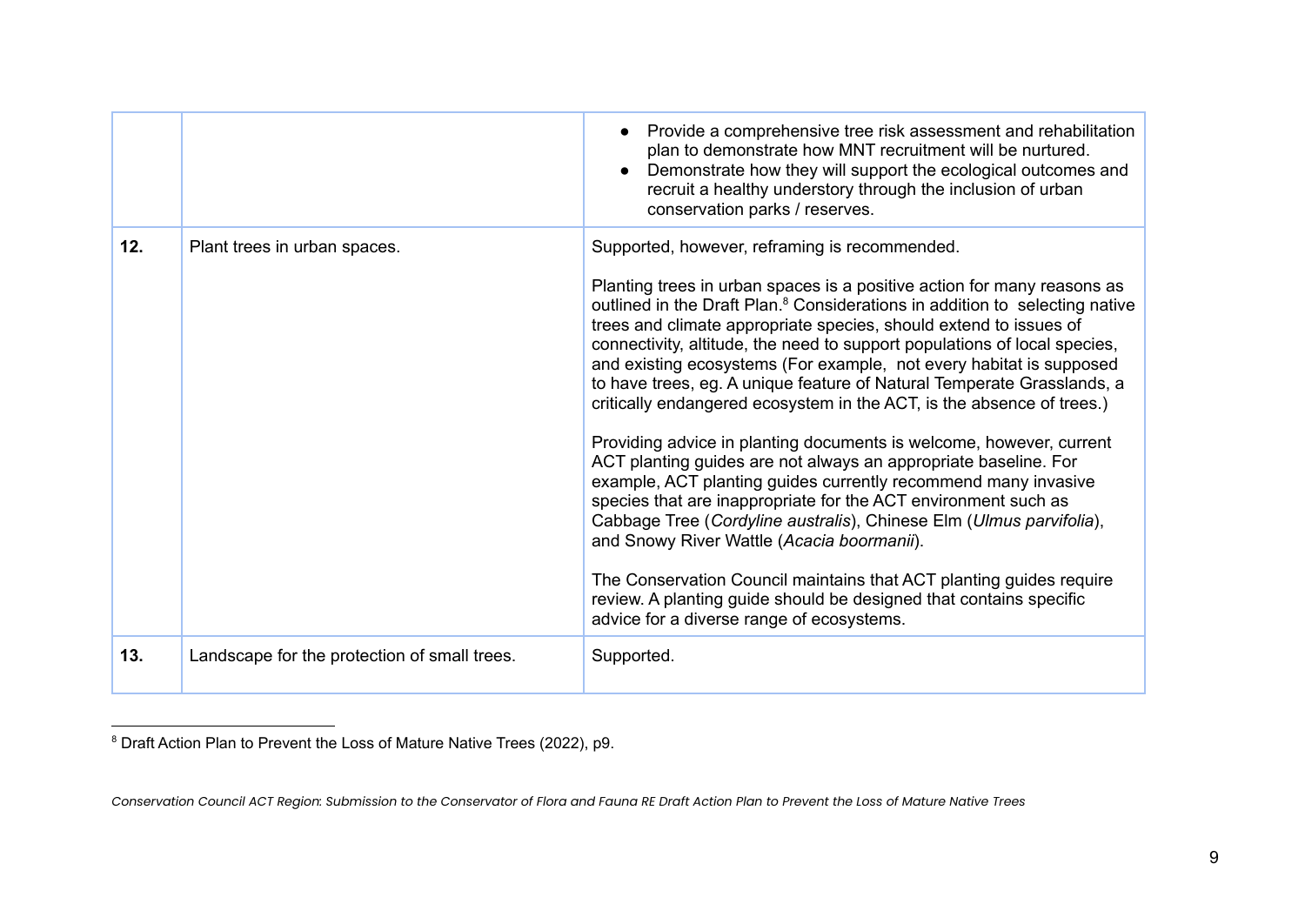| | | |
|---|---|---|
| | | • Provide a comprehensive tree risk assessment and rehabilitation plan to demonstrate how MNT recruitment will be nurtured.<br>• Demonstrate how they will support the ecological outcomes and recruit a healthy understory through the inclusion of urban conservation parks / reserves. |
| **12.** | Plant trees in urban spaces. | Supported, however, reframing is recommended.<br><br>Planting trees in urban spaces is a positive action for many reasons as outlined in the Draft Plan.[8] Considerations in addition to selecting native trees and climate appropriate species, should extend to issues of connectivity, altitude, the need to support populations of local species, and existing ecosystems (For example, not every habitat is supposed to have trees, eg. A unique feature of Natural Temperate Grasslands, a critically endangered ecosystem in the ACT, is the absence of trees.)<br><br>Providing advice in planting documents is welcome, however, current ACT planting guides are not always an appropriate baseline. For example, ACT planting guides currently recommend many invasive species that are inappropriate for the ACT environment such as Cabbage Tree (*Cordyline australis*), Chinese Elm (*Ulmus parvifolia*), and Snowy River Wattle (*Acacia boormanii*).<br><br>The Conservation Council maintains that ACT planting guides require review. A planting guide should be designed that contains specific advice for a diverse range of ecosystems. |
| **13.** | Landscape for the protection of small trees. | Supported. |

[8] Draft Action Plan to Prevent the Loss of Mature Native Trees (2022), p9.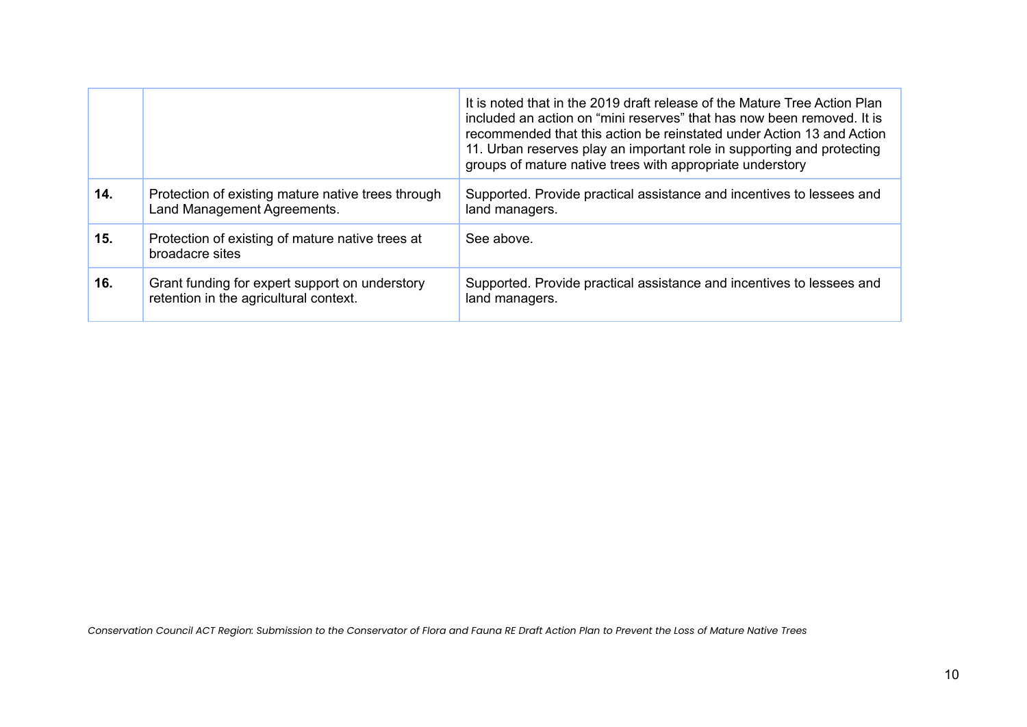| | | |
|---|---|---|
| | | It is noted that in the 2019 draft release of the Mature Tree Action Plan included an action on "mini reserves" that has now been removed. It is recommended that this action be reinstated under Action 13 and Action 11. Urban reserves play an important role in supporting and protecting groups of mature native trees with appropriate understory |
| **14.** | Protection of existing mature native trees through Land Management Agreements. | Supported. Provide practical assistance and incentives to lessees and land managers. |
| **15.** | Protection of existing of mature native trees at broadacre sites | See above. |
| **16.** | Grant funding for expert support on understory retention in the agricultural context. | Supported. Provide practical assistance and incentives to lessees and land managers. |